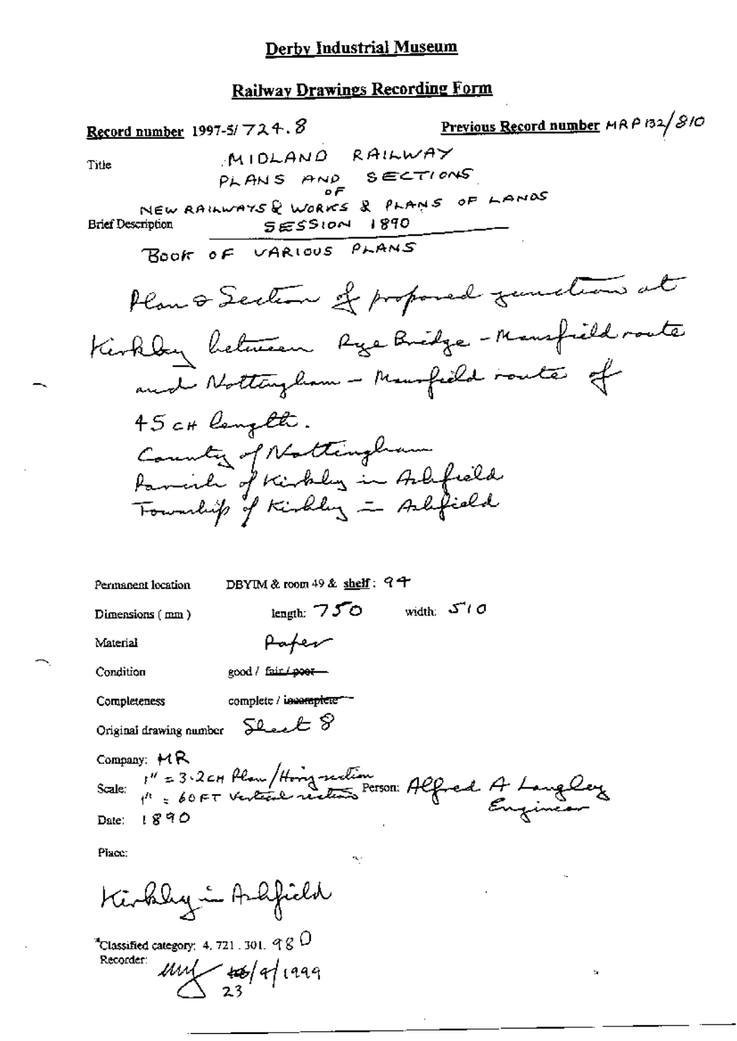# Derby Industrial Museum

## Railway Drawings Recording Form

**Record number** 1997-5/ 724.8 **Previous Record number** MRP 132/810

Title: MIDLAND RAILWAY PLANS AND SECTIONS OF NEW RAILWAYS & WORKS & PLANS OF LANDS SESSION 1890

**Brief Description**

BOOK OF VARIOUS PLANS

Plan & Section of proposed junction at Kirkby between Rye Bridge - Mansfield route and Nottingham - Mansfield route of 45 CH length.
County of Nottingham
Parish of Kirkby in Ashfield
Township of Kirkby in Ashfield

Permanent location: DBYIM & room 49 & **shelf**: 94

Dimensions (mm): length: 750 width: 510

Material: Paper

Condition: good / ~~fair / poor~~

Completeness: complete / ~~incomplete~~

Original drawing number: Sheet 8

Company: MR

Scale: 1" = 3.2CH Plan/Horiz section; 1" = 60FT Vertical sections

Person: Alfred A Langley Engineer

Date: 1890

Place:

Kirkby in Ashfield

*Classified category: 4. 721. 301. 980

Recorder: ~~16~~ 23/9/1999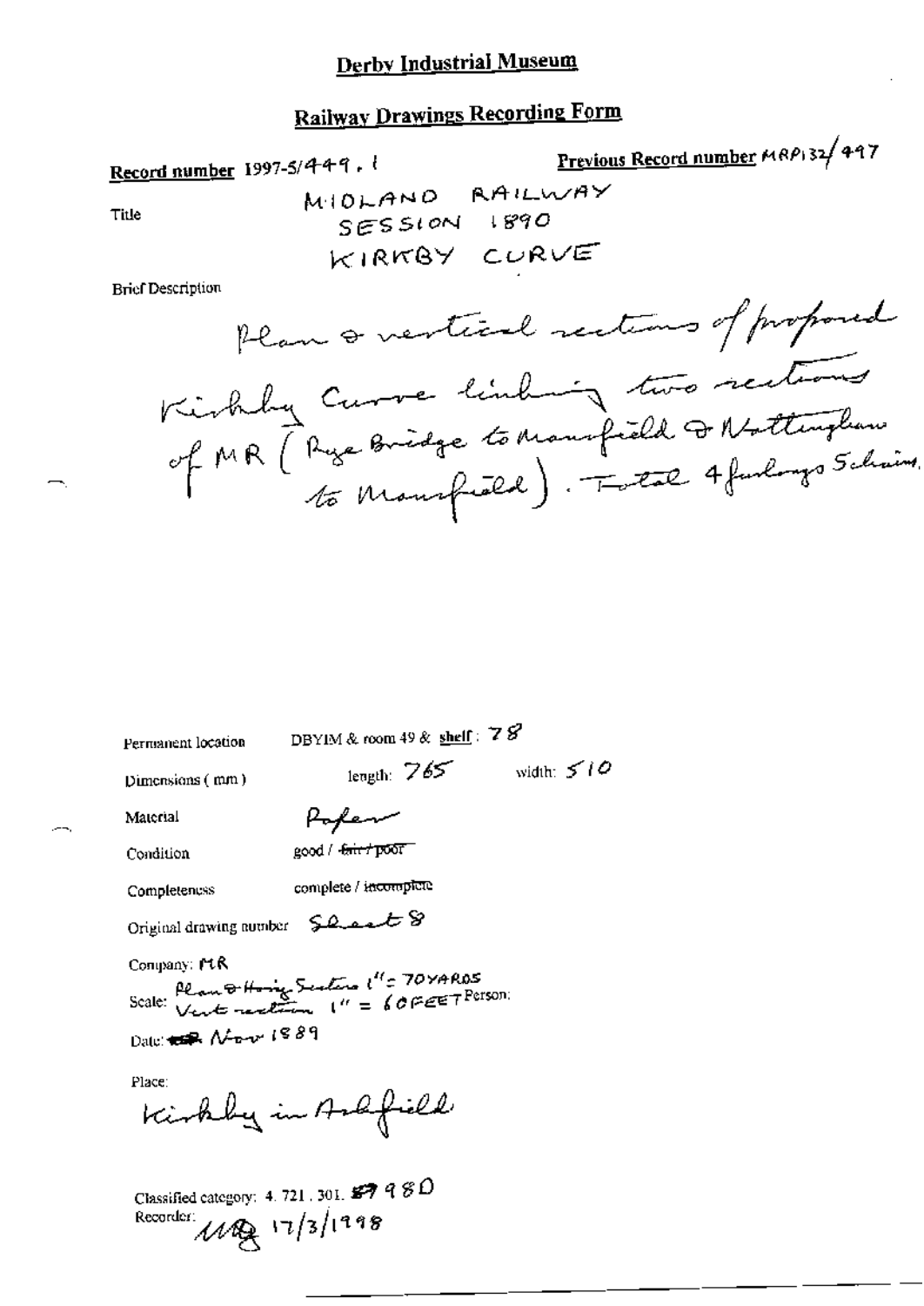# Derby Industrial Museum

## Railway Drawings Recording Form

**Record number** 1997-5/449.1

**Previous Record number** MRP132/497

Title: MIDLAND RAILWAY SESSION 1890 KIRKBY CURVE

Brief Description

Plan & vertical sections of proposed Kirkby Curve linking two sections of MR (Rye Bridge to Mansfield & Nottingham to Mansfield). Total 4 furlongs 5 chains.

Permanent location: DBYIM & room 49 & **shelf**: 78

Dimensions (mm): length: 765 width: 510

Material: Paper

Condition: good / ~~fair / poor~~

Completeness: complete / ~~incomplete~~

Original drawing number: Sheet 8

Company: MR

Scale: Plan & Horiz Sections 1" = 70 YARDS, Vert section 1" = 60 FEET

Person:

Date: ~~Feb~~ Nov 1889

Place: Kirkby in Ashfield

Classified category: 4.721.301. ~~89~~ 980

Recorder: MB 17/3/1998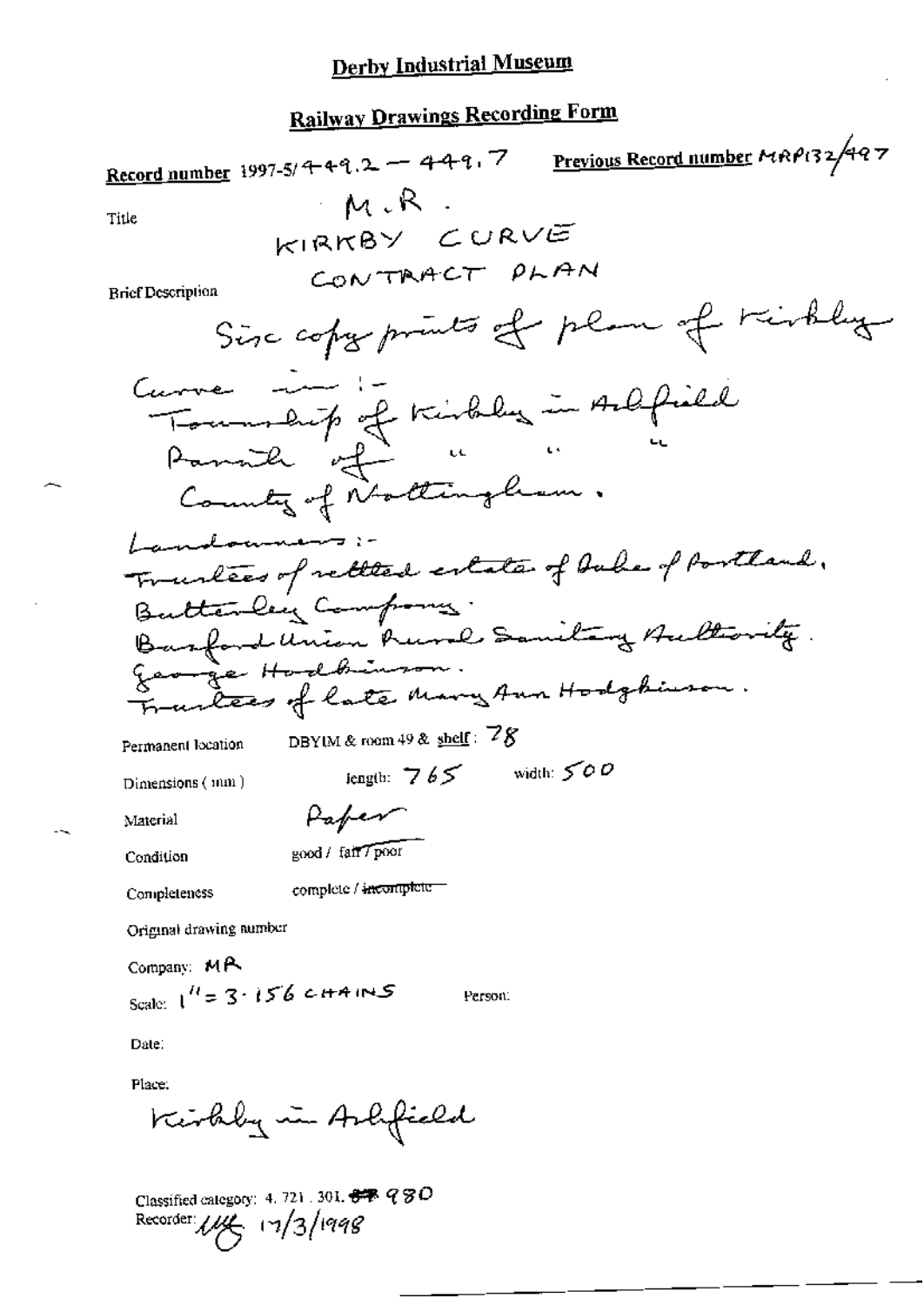# Derby Industrial Museum

## Railway Drawings Recording Form

**Record number** 1997-5/449.2 — 449.7 **Previous Record number** MRP132/497

Title

M.R.
KIRKBY CURVE
CONTRACT PLAN

Brief Description

Six copy prints of plan of Kirkby Curve in:-
Township of Kirkby in Ashfield
Parish of " " "
County of Nottingham.

Landowners:-
Trustees of settled estate of Duke of Portland.
Butterley Company.
Basford Union Rural Sanitary Authority.
George Hodkinson.
Trustees of late Mary Ann Hodgkinson.

Permanent location DBYIM & room 49 & shelf: 78

Dimensions (mm) length: 765 width: 500

Material Paper

Condition good / ~~fair / poor~~

Completeness complete / ~~incomplete~~

Original drawing number

Company: MR

Scale: 1" = 3.156 CHAINS Person:

Date:

Place:

Kirkby in Ashfield

Classified category: 4. 721. 301. ~~67~~ 980
Recorder: ~~UU~~ 17/3/1998